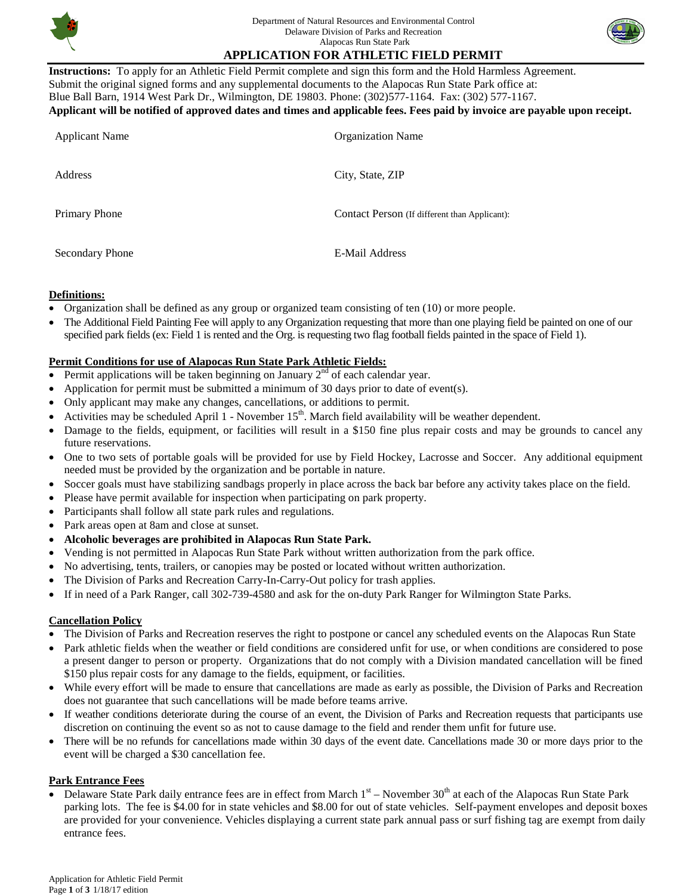Department of Natural Resources and Environmental Control
Delaware Division of Parks and Recreation
Alapocas Run State Park

# APPLICATION FOR ATHLETIC FIELD PERMIT

**Instructions:** To apply for an Athletic Field Permit complete and sign this form and the Hold Harmless Agreement. Submit the original signed forms and any supplemental documents to the Alapocas Run State Park office at: Blue Ball Barn, 1914 West Park Dr., Wilmington, DE 19803. Phone: (302)577-1164. Fax: (302) 577-1167.
**Applicant will be notified of approved dates and times and applicable fees. Fees paid by invoice are payable upon receipt.**

| | |
|---|---|
| Applicant Name | Organization Name |
| Address | City, State, ZIP |
| Primary Phone | Contact Person (If different than Applicant): |
| Secondary Phone | E-Mail Address |

## Definitions:

- Organization shall be defined as any group or organized team consisting of ten (10) or more people.
- The Additional Field Painting Fee will apply to any Organization requesting that more than one playing field be painted on one of our specified park fields (ex: Field 1 is rented and the Org. is requesting two flag football fields painted in the space of Field 1).

## Permit Conditions for use of Alapocas Run State Park Athletic Fields:

- Permit applications will be taken beginning on January 2nd of each calendar year.
- Application for permit must be submitted a minimum of 30 days prior to date of event(s).
- Only applicant may make any changes, cancellations, or additions to permit.
- Activities may be scheduled April 1 - November 15th. March field availability will be weather dependent.
- Damage to the fields, equipment, or facilities will result in a $150 fine plus repair costs and may be grounds to cancel any future reservations.
- One to two sets of portable goals will be provided for use by Field Hockey, Lacrosse and Soccer. Any additional equipment needed must be provided by the organization and be portable in nature.
- Soccer goals must have stabilizing sandbags properly in place across the back bar before any activity takes place on the field.
- Please have permit available for inspection when participating on park property.
- Participants shall follow all state park rules and regulations.
- Park areas open at 8am and close at sunset.
- **Alcoholic beverages are prohibited in Alapocas Run State Park.**
- Vending is not permitted in Alapocas Run State Park without written authorization from the park office.
- No advertising, tents, trailers, or canopies may be posted or located without written authorization.
- The Division of Parks and Recreation Carry-In-Carry-Out policy for trash applies.
- If in need of a Park Ranger, call 302-739-4580 and ask for the on-duty Park Ranger for Wilmington State Parks.

## Cancellation Policy

- The Division of Parks and Recreation reserves the right to postpone or cancel any scheduled events on the Alapocas Run State
- Park athletic fields when the weather or field conditions are considered unfit for use, or when conditions are considered to pose a present danger to person or property. Organizations that do not comply with a Division mandated cancellation will be fined $150 plus repair costs for any damage to the fields, equipment, or facilities.
- While every effort will be made to ensure that cancellations are made as early as possible, the Division of Parks and Recreation does not guarantee that such cancellations will be made before teams arrive.
- If weather conditions deteriorate during the course of an event, the Division of Parks and Recreation requests that participants use discretion on continuing the event so as not to cause damage to the field and render them unfit for future use.
- There will be no refunds for cancellations made within 30 days of the event date. Cancellations made 30 or more days prior to the event will be charged a $30 cancellation fee.

## Park Entrance Fees

- Delaware State Park daily entrance fees are in effect from March 1st – November 30th at each of the Alapocas Run State Park parking lots. The fee is $4.00 for in state vehicles and $8.00 for out of state vehicles. Self-payment envelopes and deposit boxes are provided for your convenience. Vehicles displaying a current state park annual pass or surf fishing tag are exempt from daily entrance fees.

Application for Athletic Field Permit
1/18/17 edition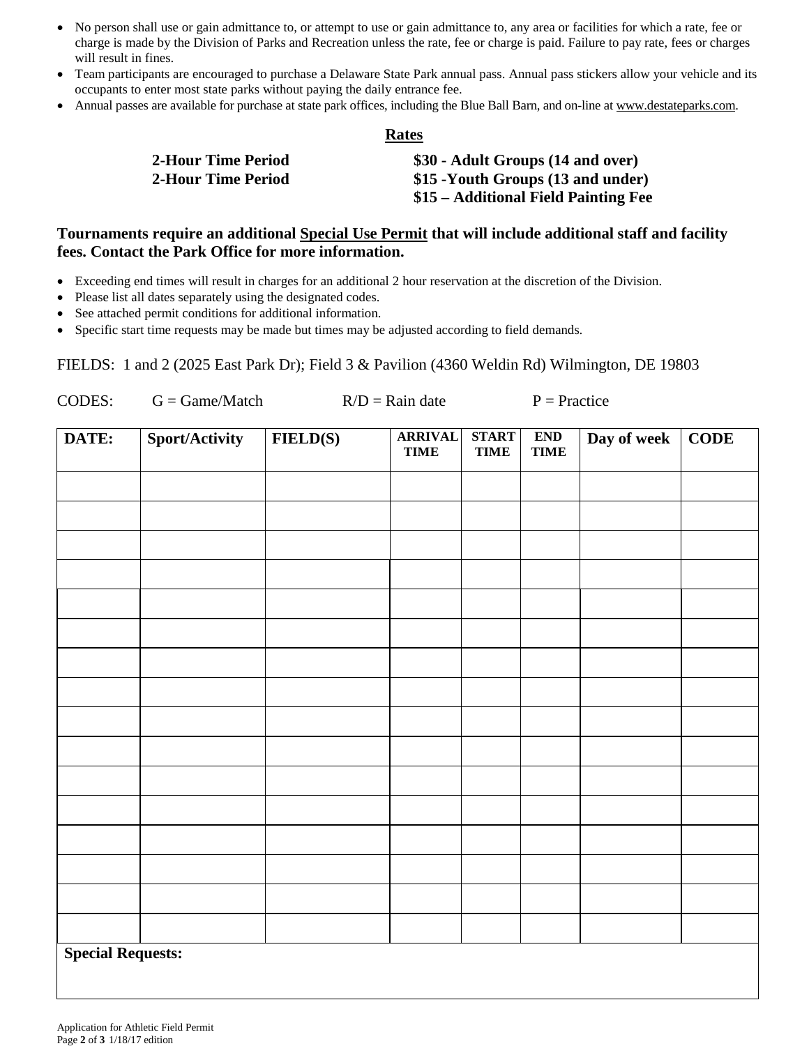- No person shall use or gain admittance to, or attempt to use or gain admittance to, any area or facilities for which a rate, fee or charge is made by the Division of Parks and Recreation unless the rate, fee or charge is paid. Failure to pay rate, fees or charges will result in fines.
- Team participants are encouraged to purchase a Delaware State Park annual pass. Annual pass stickers allow your vehicle and its occupants to enter most state parks without paying the daily entrance fee.
- Annual passes are available for purchase at state park offices, including the Blue Ball Barn, and on-line at www.destateparks.com.

## Rates

| | |
|---|---|
| **2-Hour Time Period** | **$30 - Adult Groups (14 and over)** |
| **2-Hour Time Period** | **$15 -Youth Groups (13 and under)** |
| | **$15 – Additional Field Painting Fee** |

**Tournaments require an additional Special Use Permit that will include additional staff and facility fees. Contact the Park Office for more information.**

- Exceeding end times will result in charges for an additional 2 hour reservation at the discretion of the Division.
- Please list all dates separately using the designated codes.
- See attached permit conditions for additional information.
- Specific start time requests may be made but times may be adjusted according to field demands.

FIELDS: 1 and 2 (2025 East Park Dr); Field 3 & Pavilion (4360 Weldin Rd) Wilmington, DE 19803

CODES: G = Game/Match R/D = Rain date P = Practice

| DATE: | Sport/Activity | FIELD(S) | ARRIVAL TIME | START TIME | END TIME | Day of week | CODE |
|---|---|---|---|---|---|---|---|
| | | | | | | | |
| | | | | | | | |
| | | | | | | | |
| | | | | | | | |
| | | | | | | | |
| | | | | | | | |
| | | | | | | | |
| | | | | | | | |
| | | | | | | | |
| | | | | | | | |
| | | | | | | | |
| | | | | | | | |
| | | | | | | | |
| | | | | | | | |
| | | | | | | | |
| | | | | | | | |
| **Special Requests:** | | | | | | | |

Application for Athletic Field Permit
1/18/17 edition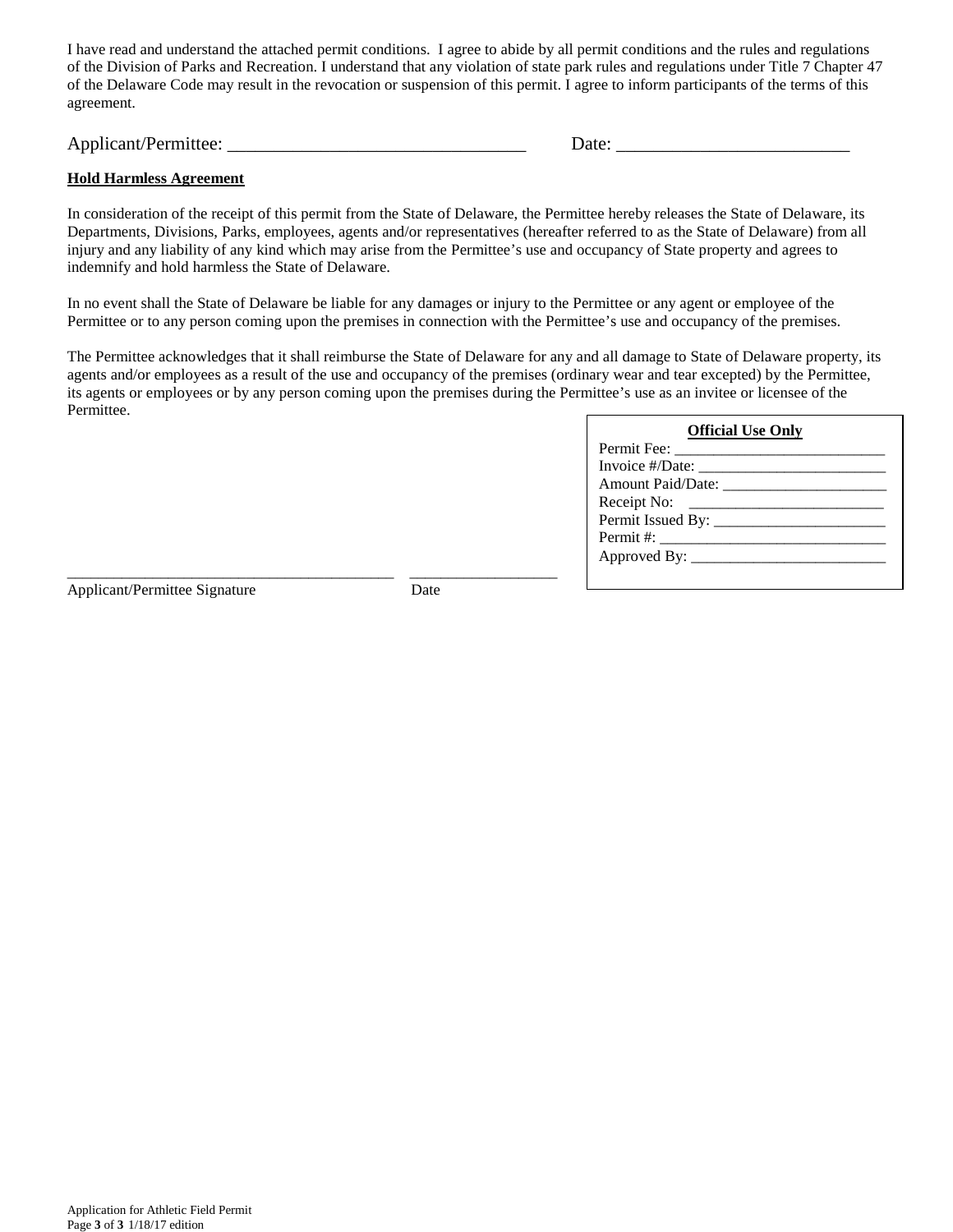I have read and understand the attached permit conditions. I agree to abide by all permit conditions and the rules and regulations of the Division of Parks and Recreation. I understand that any violation of state park rules and regulations under Title 7 Chapter 47 of the Delaware Code may result in the revocation or suspension of this permit. I agree to inform participants of the terms of this agreement.

Applicant/Permittee: _________________________________ Date: _________________________

**Hold Harmless Agreement**

In consideration of the receipt of this permit from the State of Delaware, the Permittee hereby releases the State of Delaware, its Departments, Divisions, Parks, employees, agents and/or representatives (hereafter referred to as the State of Delaware) from all injury and any liability of any kind which may arise from the Permittee's use and occupancy of State property and agrees to indemnify and hold harmless the State of Delaware.

In no event shall the State of Delaware be liable for any damages or injury to the Permittee or any agent or employee of the Permittee or to any person coming upon the premises in connection with the Permittee's use and occupancy of the premises.

The Permittee acknowledges that it shall reimburse the State of Delaware for any and all damage to State of Delaware property, its agents and/or employees as a result of the use and occupancy of the premises (ordinary wear and tear excepted) by the Permittee, its agents or employees or by any person coming upon the premises during the Permittee's use as an invitee or licensee of the Permittee.

**Official Use Only**

Permit Fee: ___________________________
Invoice #/Date: ________________________
Amount Paid/Date: _____________________
Receipt No: _________________________
Permit Issued By: ______________________
Permit #: _____________________________
Approved By: _________________________

__________________________________________ ___________________
Applicant/Permittee Signature Date